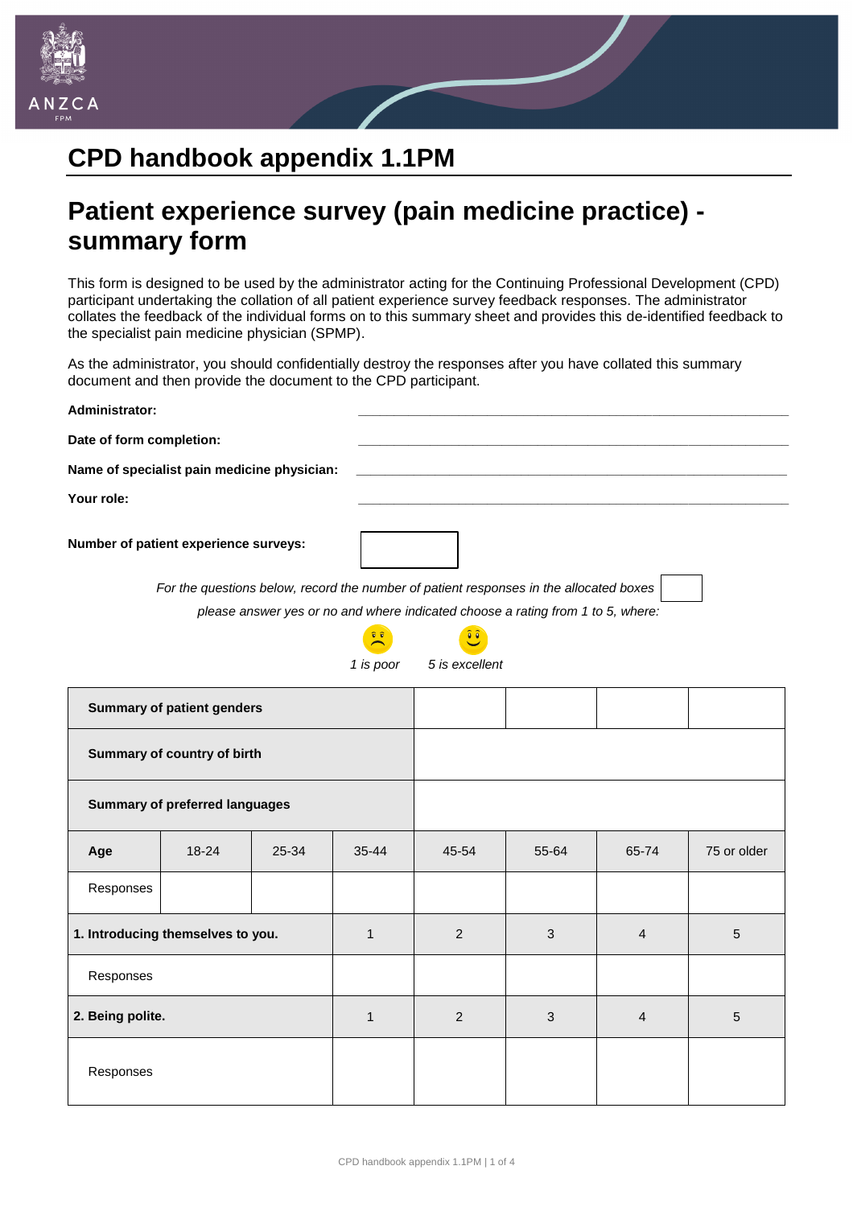# CPD handbook appendix 1.1PM

## Patient experience survey (pain medicine practice) - summary form

This form is designed to be used by the administrator acting for the Continuing Professional Development (CPD) participant undertaking the collation of all patient experience survey feedback responses. The administrator collates the feedback of the individual forms on to this summary sheet and provides this de-identified feedback to the specialist pain medicine physician (SPMP).

As the administrator, you should confidentially destroy the responses after you have collated this summary document and then provide the document to the CPD participant.

**Administrator:** ______________________________

**Date of form completion:** ______________________________

**Name of specialist pain medicine physician:** ______________________________

**Your role:** ______________________________

**Number of patient experience surveys:** [ ]

*For the questions below, record the number of patient responses in the allocated boxes* [ ]

*please answer yes or no and where indicated choose a rating from 1 to 5, where:*

*1 is poor* *5 is excellent*

| **Summary of patient genders** | | | | | | | |
|---|---|---|---|---|---|---|---|
| **Summary of country of birth** | | | | | | | |
| **Summary of preferred languages** | | | | | | | |
| **Age** | 18-24 | 25-34 | 35-44 | 45-54 | 55-64 | 65-74 | 75 or older |
| Responses | | | | | | | |
| **1. Introducing themselves to you.** | | | 1 | 2 | 3 | 4 | 5 |
| Responses | | | | | | | |
| **2. Being polite.** | | | 1 | 2 | 3 | 4 | 5 |
| Responses | | | | | | | |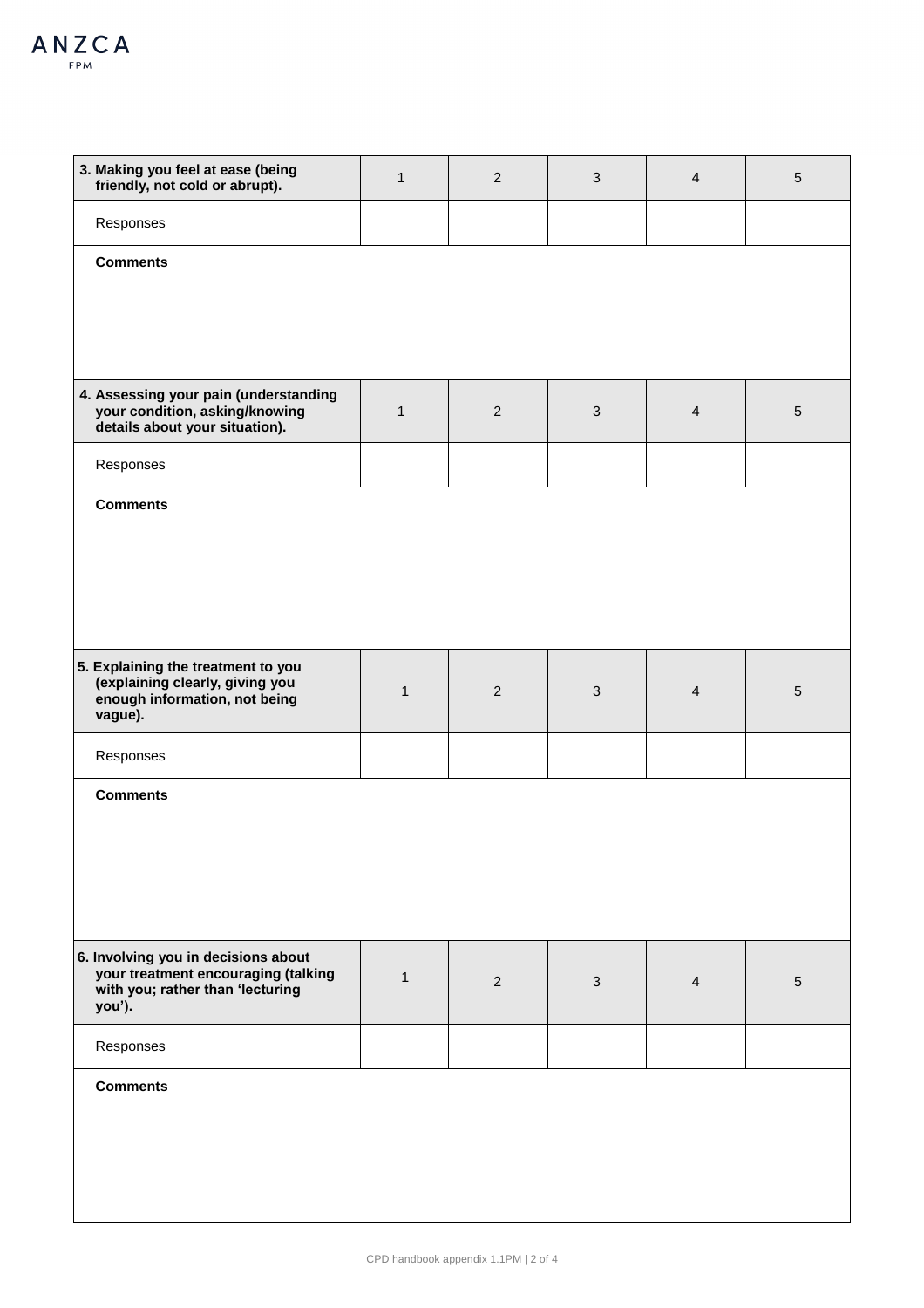| **3. Making you feel at ease (being friendly, not cold or abrupt).** | 1 | 2 | 3 | 4 | 5 |
|---|---|---|---|---|---|
| Responses | | | | | |
| **Comments** | | | | | |

| **4. Assessing your pain (understanding your condition, asking/knowing details about your situation).** | 1 | 2 | 3 | 4 | 5 |
|---|---|---|---|---|---|
| Responses | | | | | |
| **Comments** | | | | | |

| **5. Explaining the treatment to you (explaining clearly, giving you enough information, not being vague).** | 1 | 2 | 3 | 4 | 5 |
|---|---|---|---|---|---|
| Responses | | | | | |
| **Comments** | | | | | |

| **6. Involving you in decisions about your treatment encouraging (talking with you; rather than 'lecturing you').** | 1 | 2 | 3 | 4 | 5 |
|---|---|---|---|---|---|
| Responses | | | | | |
| **Comments** | | | | | |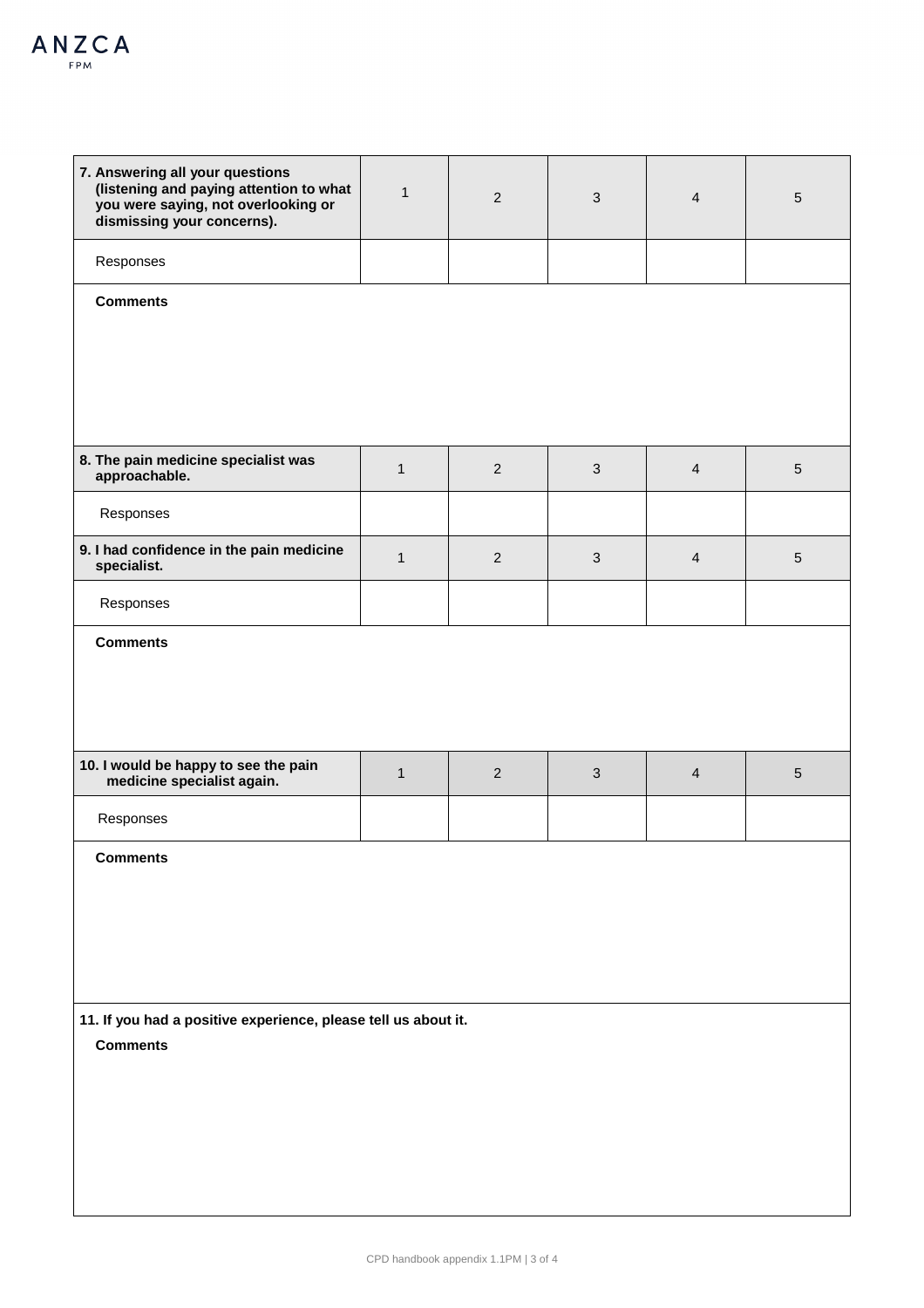| 7. Answering all your questions (listening and paying attention to what you were saying, not overlooking or dismissing your concerns). | 1 | 2 | 3 | 4 | 5 |
|---|---|---|---|---|---|
| Responses | | | | | |
| **Comments** | | | | | |

| 8. The pain medicine specialist was approachable. | 1 | 2 | 3 | 4 | 5 |
|---|---|---|---|---|---|
| Responses | | | | | |

| 9. I had confidence in the pain medicine specialist. | 1 | 2 | 3 | 4 | 5 |
|---|---|---|---|---|---|
| Responses | | | | | |
| **Comments** | | | | | |

| 10. I would be happy to see the pain medicine specialist again. | 1 | 2 | 3 | 4 | 5 |
|---|---|---|---|---|---|
| Responses | | | | | |
| **Comments** | | | | | |

**11. If you had a positive experience, please tell us about it.**

**Comments**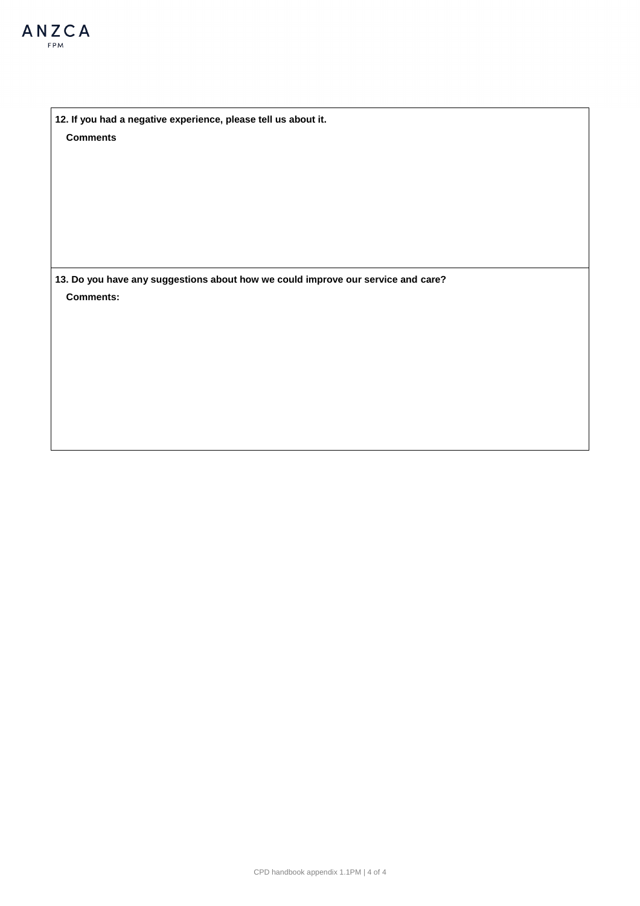**12. If you had a negative experience, please tell us about it.**

**Comments**

**13. Do you have any suggestions about how we could improve our service and care?**

**Comments:**